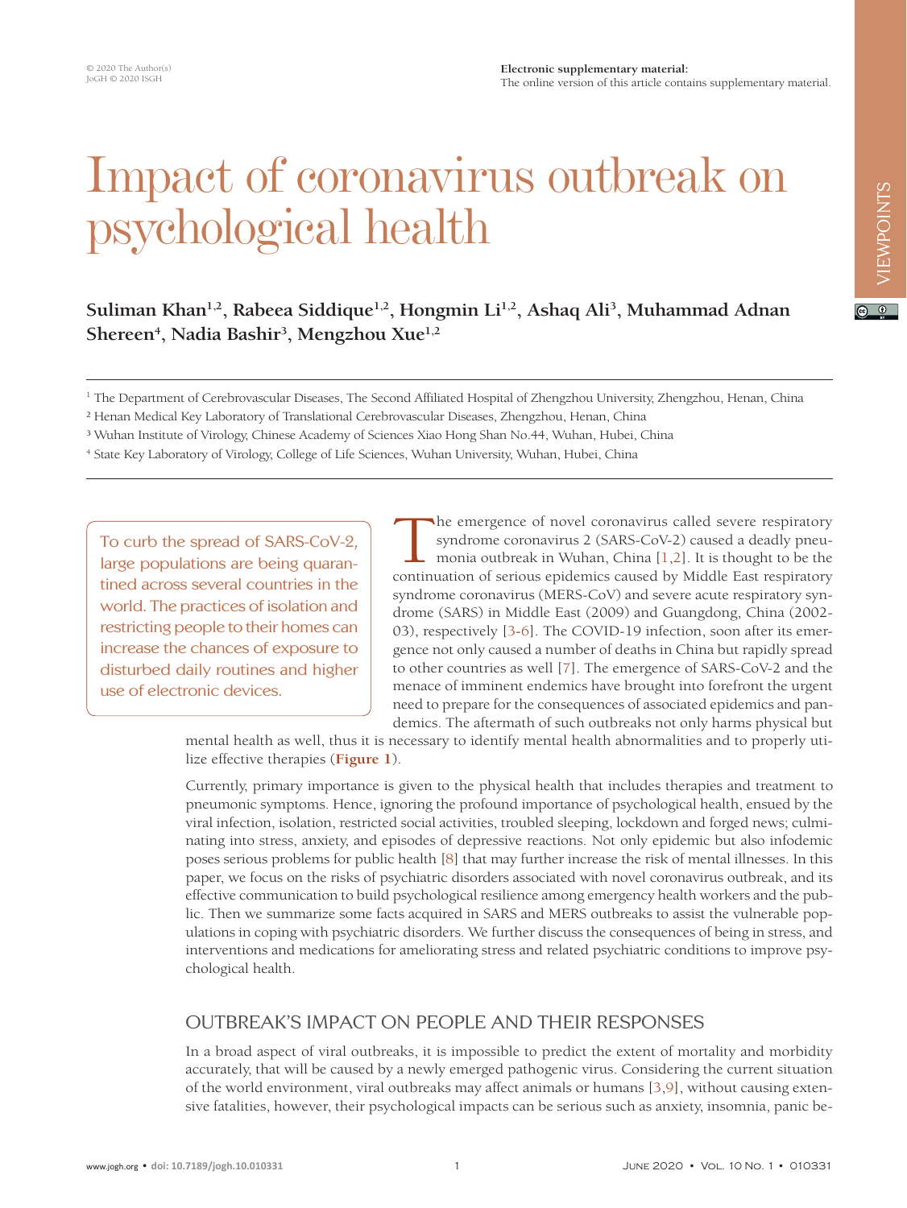© 2020 The Author(s)
JoGH © 2020 ISGH

**Electronic supplementary material:**
The online version of this article contains supplementary material.

VIEWPOINTS

# Impact of coronavirus outbreak on psychological health

**Suliman Khan[1,2], Rabeea Siddique[1,2], Hongmin Li[1,2], Ashaq Ali[3], Muhammad Adnan Shereen[4], Nadia Bashir[3], Mengzhou Xue[1,2]**

[1] The Department of Cerebrovascular Diseases, The Second Affiliated Hospital of Zhengzhou University, Zhengzhou, Henan, China

[2] Henan Medical Key Laboratory of Translational Cerebrovascular Diseases, Zhengzhou, Henan, China

[3] Wuhan Institute of Virology, Chinese Academy of Sciences Xiao Hong Shan No.44, Wuhan, Hubei, China

[4] State Key Laboratory of Virology, College of Life Sciences, Wuhan University, Wuhan, Hubei, China

> To curb the spread of SARS-CoV-2, large populations are being quarantined across several countries in the world. The practices of isolation and restricting people to their homes can increase the chances of exposure to disturbed daily routines and higher use of electronic devices.

The emergence of novel coronavirus called severe respiratory syndrome coronavirus 2 (SARS-CoV-2) caused a deadly pneumonia outbreak in Wuhan, China [1,2]. It is thought to be the continuation of serious epidemics caused by Middle East respiratory syndrome coronavirus (MERS-CoV) and severe acute respiratory syndrome (SARS) in Middle East (2009) and Guangdong, China (2002-03), respectively [3-6]. The COVID-19 infection, soon after its emergence not only caused a number of deaths in China but rapidly spread to other countries as well [7]. The emergence of SARS-CoV-2 and the menace of imminent endemics have brought into forefront the urgent need to prepare for the consequences of associated epidemics and pandemics. The aftermath of such outbreaks not only harms physical but mental health as well, thus it is necessary to identify mental health abnormalities and to properly utilize effective therapies (**Figure 1**).

Currently, primary importance is given to the physical health that includes therapies and treatment to pneumonic symptoms. Hence, ignoring the profound importance of psychological health, ensued by the viral infection, isolation, restricted social activities, troubled sleeping, lockdown and forged news; culminating into stress, anxiety, and episodes of depressive reactions. Not only epidemic but also infodemic poses serious problems for public health [8] that may further increase the risk of mental illnesses. In this paper, we focus on the risks of psychiatric disorders associated with novel coronavirus outbreak, and its effective communication to build psychological resilience among emergency health workers and the public. Then we summarize some facts acquired in SARS and MERS outbreaks to assist the vulnerable populations in coping with psychiatric disorders. We further discuss the consequences of being in stress, and interventions and medications for ameliorating stress and related psychiatric conditions to improve psychological health.

## OUTBREAK'S IMPACT ON PEOPLE AND THEIR RESPONSES

In a broad aspect of viral outbreaks, it is impossible to predict the extent of mortality and morbidity accurately, that will be caused by a newly emerged pathogenic virus. Considering the current situation of the world environment, viral outbreaks may affect animals or humans [3,9], without causing extensive fatalities, however, their psychological impacts can be serious such as anxiety, insomnia, panic be-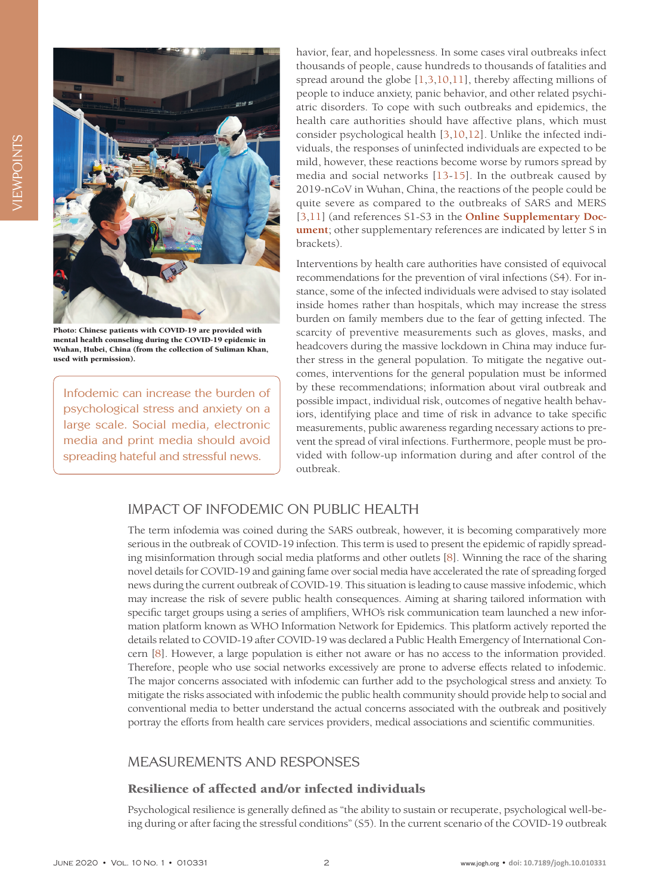Photo: Chinese patients with COVID-19 are provided with mental health counseling during the COVID-19 epidemic in Wuhan, Hubei, China (from the collection of Suliman Khan, used with permission).

> Infodemic can increase the burden of psychological stress and anxiety on a large scale. Social media, electronic media and print media should avoid spreading hateful and stressful news.

havior, fear, and hopelessness. In some cases viral outbreaks infect thousands of people, cause hundreds to thousands of fatalities and spread around the globe [1,3,10,11], thereby affecting millions of people to induce anxiety, panic behavior, and other related psychiatric disorders. To cope with such outbreaks and epidemics, the health care authorities should have affective plans, which must consider psychological health [3,10,12]. Unlike the infected individuals, the responses of uninfected individuals are expected to be mild, however, these reactions become worse by rumors spread by media and social networks [13-15]. In the outbreak caused by 2019-nCoV in Wuhan, China, the reactions of the people could be quite severe as compared to the outbreaks of SARS and MERS [3,11] (and references S1-S3 in the **Online Supplementary Document**; other supplementary references are indicated by letter S in brackets).

Interventions by health care authorities have consisted of equivocal recommendations for the prevention of viral infections (S4). For instance, some of the infected individuals were advised to stay isolated inside homes rather than hospitals, which may increase the stress burden on family members due to the fear of getting infected. The scarcity of preventive measurements such as gloves, masks, and headcovers during the massive lockdown in China may induce further stress in the general population. To mitigate the negative outcomes, interventions for the general population must be informed by these recommendations; information about viral outbreak and possible impact, individual risk, outcomes of negative health behaviors, identifying place and time of risk in advance to take specific measurements, public awareness regarding necessary actions to prevent the spread of viral infections. Furthermore, people must be provided with follow-up information during and after control of the outbreak.

## IMPACT OF INFODEMIC ON PUBLIC HEALTH

The term infodemia was coined during the SARS outbreak, however, it is becoming comparatively more serious in the outbreak of COVID-19 infection. This term is used to present the epidemic of rapidly spreading misinformation through social media platforms and other outlets [8]. Winning the race of the sharing novel details for COVID-19 and gaining fame over social media have accelerated the rate of spreading forged news during the current outbreak of COVID-19. This situation is leading to cause massive infodemic, which may increase the risk of severe public health consequences. Aiming at sharing tailored information with specific target groups using a series of amplifiers, WHO's risk communication team launched a new information platform known as WHO Information Network for Epidemics. This platform actively reported the details related to COVID-19 after COVID-19 was declared a Public Health Emergency of International Concern [8]. However, a large population is either not aware or has no access to the information provided. Therefore, people who use social networks excessively are prone to adverse effects related to infodemic. The major concerns associated with infodemic can further add to the psychological stress and anxiety. To mitigate the risks associated with infodemic the public health community should provide help to social and conventional media to better understand the actual concerns associated with the outbreak and positively portray the efforts from health care services providers, medical associations and scientific communities.

## MEASUREMENTS AND RESPONSES

### Resilience of affected and/or infected individuals

Psychological resilience is generally defined as "the ability to sustain or recuperate, psychological well-being during or after facing the stressful conditions" (S5). In the current scenario of the COVID-19 outbreak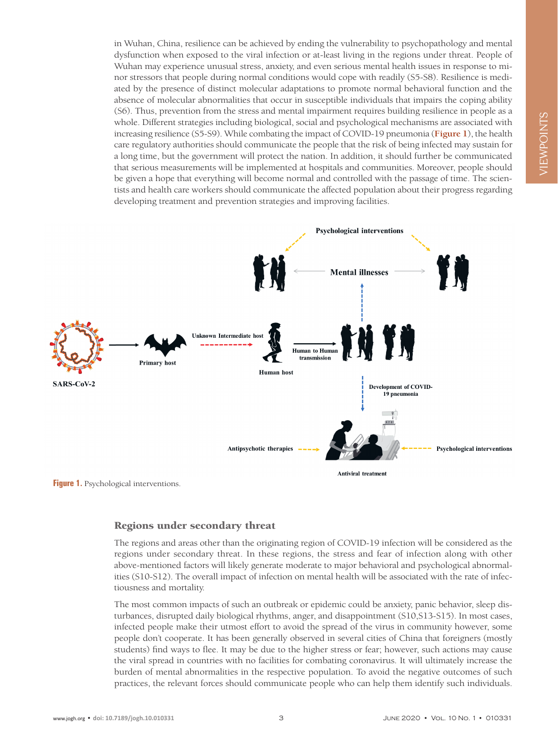in Wuhan, China, resilience can be achieved by ending the vulnerability to psychopathology and mental dysfunction when exposed to the viral infection or at-least living in the regions under threat. People of Wuhan may experience unusual stress, anxiety, and even serious mental health issues in response to minor stressors that people during normal conditions would cope with readily (S5-S8). Resilience is mediated by the presence of distinct molecular adaptations to promote normal behavioral function and the absence of molecular abnormalities that occur in susceptible individuals that impairs the coping ability (S6). Thus, prevention from the stress and mental impairment requires building resilience in people as a whole. Different strategies including biological, social and psychological mechanisms are associated with increasing resilience (S5-S9). While combating the impact of COVID-19 pneumonia (**Figure 1**), the health care regulatory authorities should communicate the people that the risk of being infected may sustain for a long time, but the government will protect the nation. In addition, it should further be communicated that serious measurements will be implemented at hospitals and communities. Moreover, people should be given a hope that everything will become normal and controlled with the passage of time. The scientists and health care workers should communicate the affected population about their progress regarding developing treatment and prevention strategies and improving facilities.

**Figure 1.** Psychological interventions.

## Regions under secondary threat

The regions and areas other than the originating region of COVID-19 infection will be considered as the regions under secondary threat. In these regions, the stress and fear of infection along with other above-mentioned factors will likely generate moderate to major behavioral and psychological abnormalities (S10-S12). The overall impact of infection on mental health will be associated with the rate of infectiousness and mortality.

The most common impacts of such an outbreak or epidemic could be anxiety, panic behavior, sleep disturbances, disrupted daily biological rhythms, anger, and disappointment (S10,S13-S15). In most cases, infected people make their utmost effort to avoid the spread of the virus in community however, some people don't cooperate. It has been generally observed in several cities of China that foreigners (mostly students) find ways to flee. It may be due to the higher stress or fear; however, such actions may cause the viral spread in countries with no facilities for combating coronavirus. It will ultimately increase the burden of mental abnormalities in the respective population. To avoid the negative outcomes of such practices, the relevant forces should communicate people who can help them identify such individuals.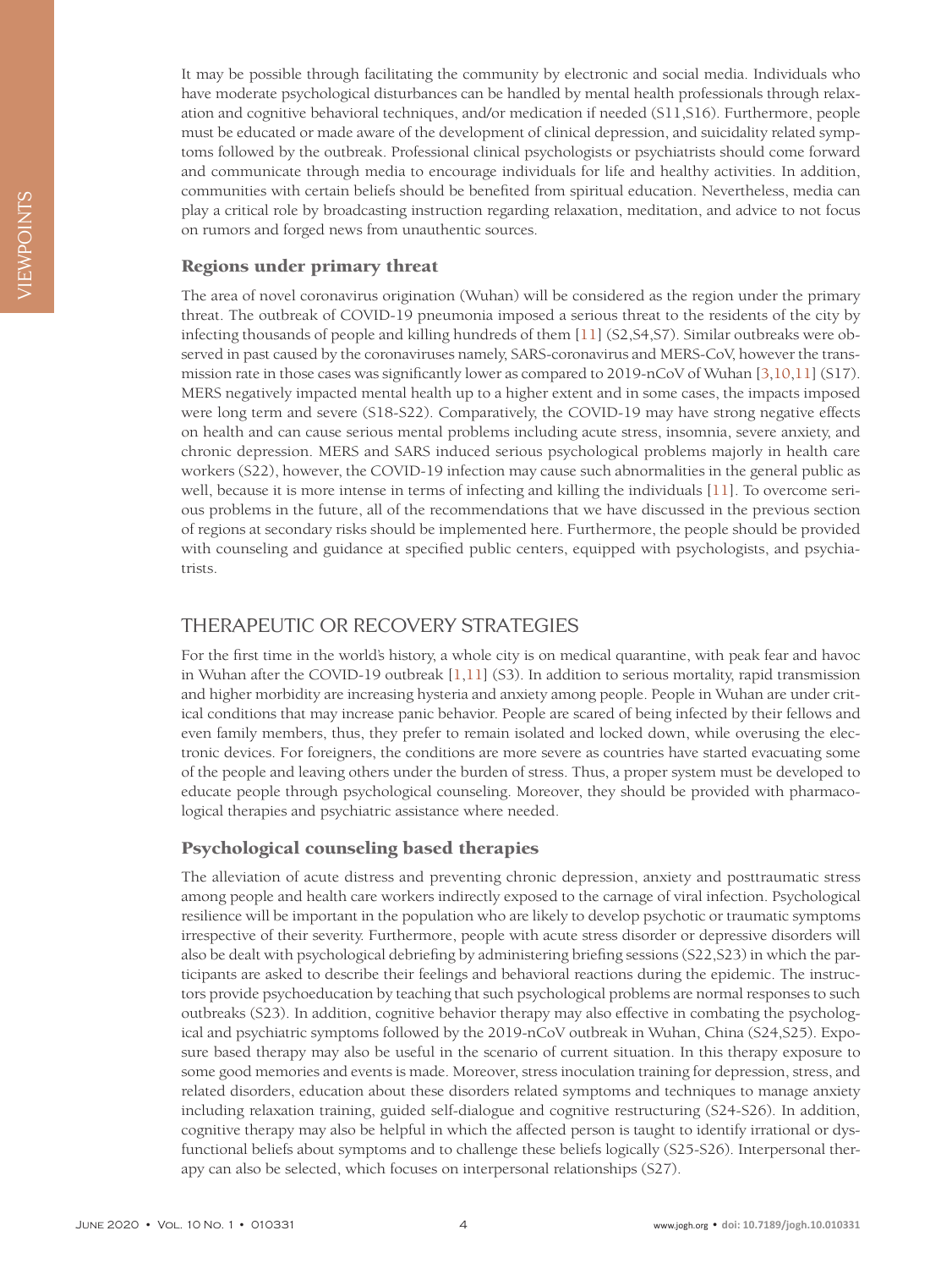It may be possible through facilitating the community by electronic and social media. Individuals who have moderate psychological disturbances can be handled by mental health professionals through relaxation and cognitive behavioral techniques, and/or medication if needed (S11,S16). Furthermore, people must be educated or made aware of the development of clinical depression, and suicidality related symptoms followed by the outbreak. Professional clinical psychologists or psychiatrists should come forward and communicate through media to encourage individuals for life and healthy activities. In addition, communities with certain beliefs should be benefited from spiritual education. Nevertheless, media can play a critical role by broadcasting instruction regarding relaxation, meditation, and advice to not focus on rumors and forged news from unauthentic sources.

### Regions under primary threat

The area of novel coronavirus origination (Wuhan) will be considered as the region under the primary threat. The outbreak of COVID-19 pneumonia imposed a serious threat to the residents of the city by infecting thousands of people and killing hundreds of them [11] (S2,S4,S7). Similar outbreaks were observed in past caused by the coronaviruses namely, SARS-coronavirus and MERS-CoV, however the transmission rate in those cases was significantly lower as compared to 2019-nCoV of Wuhan [3,10,11] (S17). MERS negatively impacted mental health up to a higher extent and in some cases, the impacts imposed were long term and severe (S18-S22). Comparatively, the COVID-19 may have strong negative effects on health and can cause serious mental problems including acute stress, insomnia, severe anxiety, and chronic depression. MERS and SARS induced serious psychological problems majorly in health care workers (S22), however, the COVID-19 infection may cause such abnormalities in the general public as well, because it is more intense in terms of infecting and killing the individuals [11]. To overcome serious problems in the future, all of the recommendations that we have discussed in the previous section of regions at secondary risks should be implemented here. Furthermore, the people should be provided with counseling and guidance at specified public centers, equipped with psychologists, and psychiatrists.

## THERAPEUTIC OR RECOVERY STRATEGIES

For the first time in the world's history, a whole city is on medical quarantine, with peak fear and havoc in Wuhan after the COVID-19 outbreak [1,11] (S3). In addition to serious mortality, rapid transmission and higher morbidity are increasing hysteria and anxiety among people. People in Wuhan are under critical conditions that may increase panic behavior. People are scared of being infected by their fellows and even family members, thus, they prefer to remain isolated and locked down, while overusing the electronic devices. For foreigners, the conditions are more severe as countries have started evacuating some of the people and leaving others under the burden of stress. Thus, a proper system must be developed to educate people through psychological counseling. Moreover, they should be provided with pharmacological therapies and psychiatric assistance where needed.

### Psychological counseling based therapies

The alleviation of acute distress and preventing chronic depression, anxiety and posttraumatic stress among people and health care workers indirectly exposed to the carnage of viral infection. Psychological resilience will be important in the population who are likely to develop psychotic or traumatic symptoms irrespective of their severity. Furthermore, people with acute stress disorder or depressive disorders will also be dealt with psychological debriefing by administering briefing sessions (S22,S23) in which the participants are asked to describe their feelings and behavioral reactions during the epidemic. The instructors provide psychoeducation by teaching that such psychological problems are normal responses to such outbreaks (S23). In addition, cognitive behavior therapy may also effective in combating the psychological and psychiatric symptoms followed by the 2019-nCoV outbreak in Wuhan, China (S24,S25). Exposure based therapy may also be useful in the scenario of current situation. In this therapy exposure to some good memories and events is made. Moreover, stress inoculation training for depression, stress, and related disorders, education about these disorders related symptoms and techniques to manage anxiety including relaxation training, guided self-dialogue and cognitive restructuring (S24-S26). In addition, cognitive therapy may also be helpful in which the affected person is taught to identify irrational or dysfunctional beliefs about symptoms and to challenge these beliefs logically (S25-S26). Interpersonal therapy can also be selected, which focuses on interpersonal relationships (S27).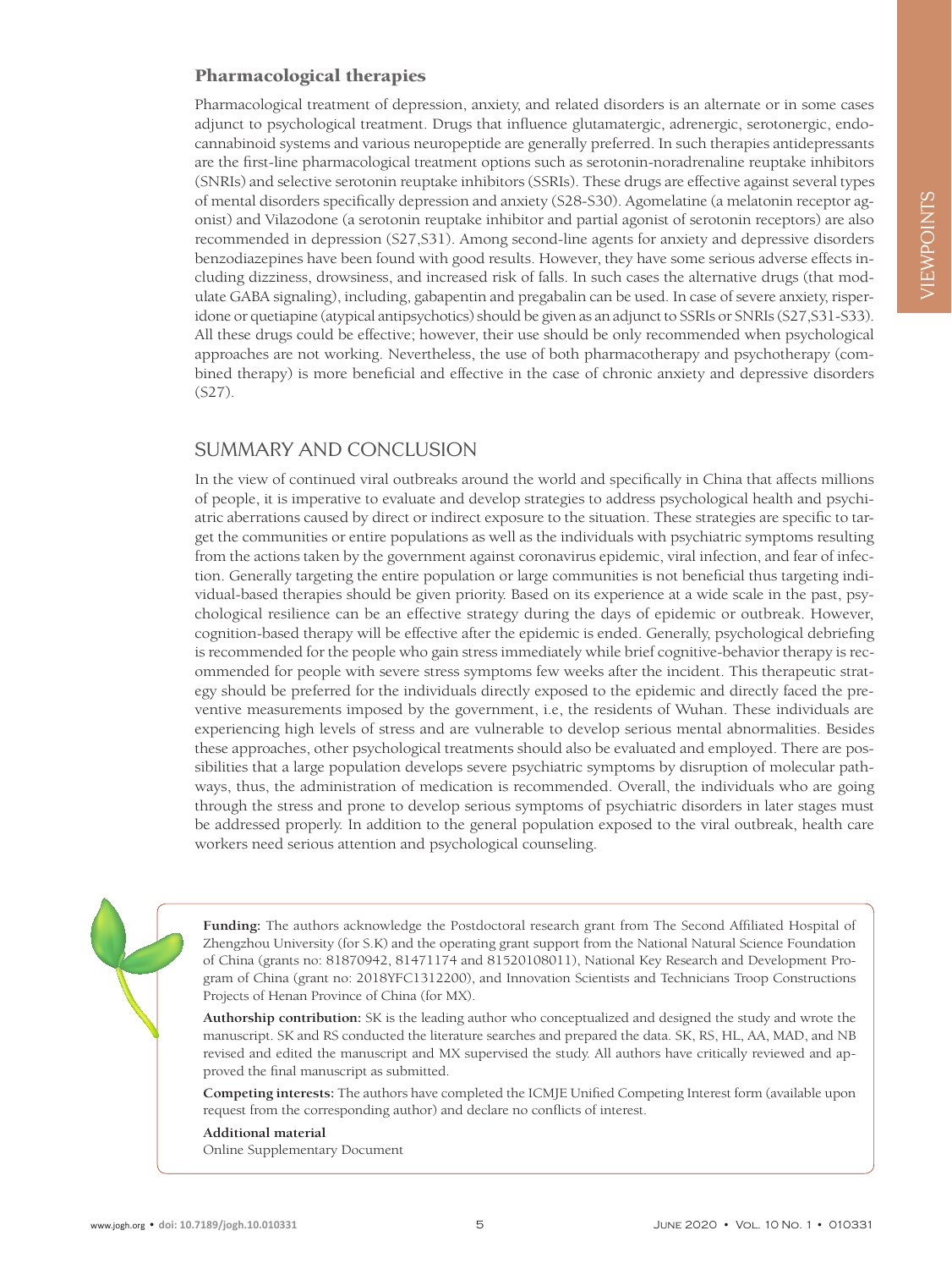### Pharmacological therapies

Pharmacological treatment of depression, anxiety, and related disorders is an alternate or in some cases adjunct to psychological treatment. Drugs that influence glutamatergic, adrenergic, serotonergic, endocannabinoid systems and various neuropeptide are generally preferred. In such therapies antidepressants are the first-line pharmacological treatment options such as serotonin-noradrenaline reuptake inhibitors (SNRIs) and selective serotonin reuptake inhibitors (SSRIs). These drugs are effective against several types of mental disorders specifically depression and anxiety (S28-S30). Agomelatine (a melatonin receptor agonist) and Vilazodone (a serotonin reuptake inhibitor and partial agonist of serotonin receptors) are also recommended in depression (S27,S31). Among second-line agents for anxiety and depressive disorders benzodiazepines have been found with good results. However, they have some serious adverse effects including dizziness, drowsiness, and increased risk of falls. In such cases the alternative drugs (that modulate GABA signaling), including, gabapentin and pregabalin can be used. In case of severe anxiety, risperidone or quetiapine (atypical antipsychotics) should be given as an adjunct to SSRIs or SNRIs (S27,S31-S33). All these drugs could be effective; however, their use should be only recommended when psychological approaches are not working. Nevertheless, the use of both pharmacotherapy and psychotherapy (combined therapy) is more beneficial and effective in the case of chronic anxiety and depressive disorders (S27).

## SUMMARY AND CONCLUSION

In the view of continued viral outbreaks around the world and specifically in China that affects millions of people, it is imperative to evaluate and develop strategies to address psychological health and psychiatric aberrations caused by direct or indirect exposure to the situation. These strategies are specific to target the communities or entire populations as well as the individuals with psychiatric symptoms resulting from the actions taken by the government against coronavirus epidemic, viral infection, and fear of infection. Generally targeting the entire population or large communities is not beneficial thus targeting individual-based therapies should be given priority. Based on its experience at a wide scale in the past, psychological resilience can be an effective strategy during the days of epidemic or outbreak. However, cognition-based therapy will be effective after the epidemic is ended. Generally, psychological debriefing is recommended for the people who gain stress immediately while brief cognitive-behavior therapy is recommended for people with severe stress symptoms few weeks after the incident. This therapeutic strategy should be preferred for the individuals directly exposed to the epidemic and directly faced the preventive measurements imposed by the government, i.e, the residents of Wuhan. These individuals are experiencing high levels of stress and are vulnerable to develop serious mental abnormalities. Besides these approaches, other psychological treatments should also be evaluated and employed. There are possibilities that a large population develops severe psychiatric symptoms by disruption of molecular pathways, thus, the administration of medication is recommended. Overall, the individuals who are going through the stress and prone to develop serious symptoms of psychiatric disorders in later stages must be addressed properly. In addition to the general population exposed to the viral outbreak, health care workers need serious attention and psychological counseling.

**Funding:** The authors acknowledge the Postdoctoral research grant from The Second Affiliated Hospital of Zhengzhou University (for S.K) and the operating grant support from the National Natural Science Foundation of China (grants no: 81870942, 81471174 and 81520108011), National Key Research and Development Program of China (grant no: 2018YFC1312200), and Innovation Scientists and Technicians Troop Constructions Projects of Henan Province of China (for MX).

**Authorship contribution:** SK is the leading author who conceptualized and designed the study and wrote the manuscript. SK and RS conducted the literature searches and prepared the data. SK, RS, HL, AA, MAD, and NB revised and edited the manuscript and MX supervised the study. All authors have critically reviewed and approved the final manuscript as submitted.

**Competing interests:** The authors have completed the ICMJE Unified Competing Interest form (available upon request from the corresponding author) and declare no conflicts of interest.

**Additional material**

Online Supplementary Document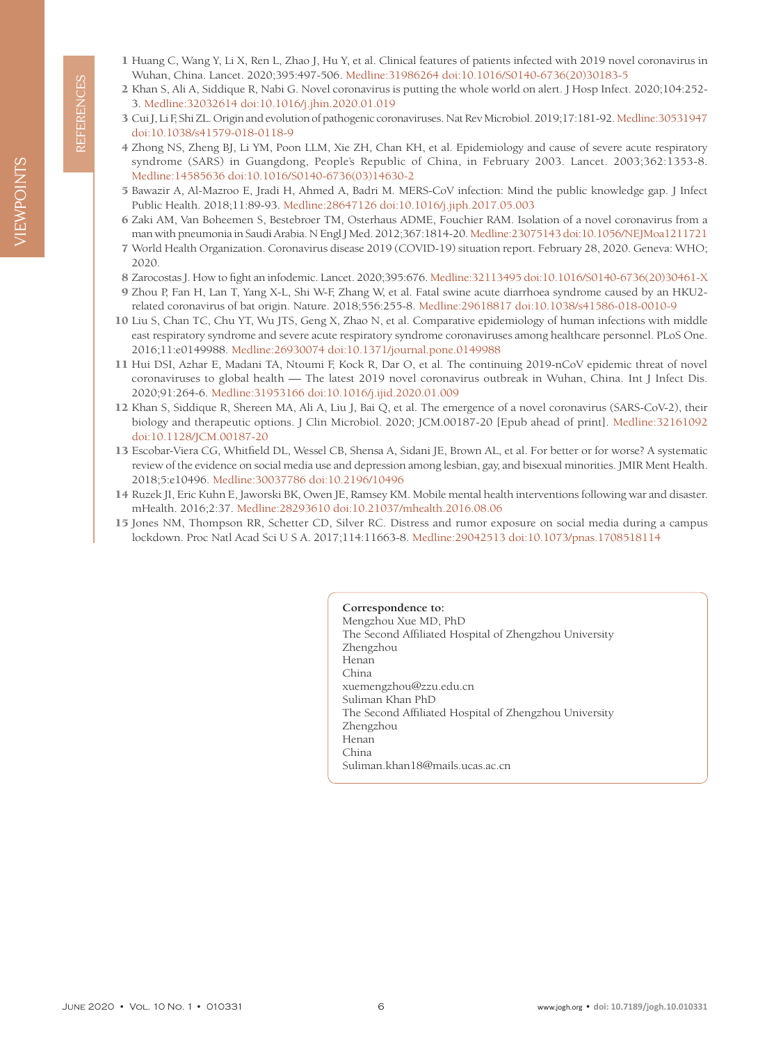## REFERENCES

1. Huang C, Wang Y, Li X, Ren L, Zhao J, Hu Y, et al. Clinical features of patients infected with 2019 novel coronavirus in Wuhan, China. Lancet. 2020;395:497-506. Medline:31986264 doi:10.1016/S0140-6736(20)30183-5
2. Khan S, Ali A, Siddique R, Nabi G. Novel coronavirus is putting the whole world on alert. J Hosp Infect. 2020;104:252-3. Medline:32032614 doi:10.1016/j.jhin.2020.01.019
3. Cui J, Li F, Shi ZL. Origin and evolution of pathogenic coronaviruses. Nat Rev Microbiol. 2019;17:181-92. Medline:30531947 doi:10.1038/s41579-018-0118-9
4. Zhong NS, Zheng BJ, Li YM, Poon LLM, Xie ZH, Chan KH, et al. Epidemiology and cause of severe acute respiratory syndrome (SARS) in Guangdong, People's Republic of China, in February 2003. Lancet. 2003;362:1353-8. Medline:14585636 doi:10.1016/S0140-6736(03)14630-2
5. Bawazir A, Al-Mazroo E, Jradi H, Ahmed A, Badri M. MERS-CoV infection: Mind the public knowledge gap. J Infect Public Health. 2018;11:89-93. Medline:28647126 doi:10.1016/j.jiph.2017.05.003
6. Zaki AM, Van Boheemen S, Bestebroer TM, Osterhaus ADME, Fouchier RAM. Isolation of a novel coronavirus from a man with pneumonia in Saudi Arabia. N Engl J Med. 2012;367:1814-20. Medline:23075143 doi:10.1056/NEJMoa1211721
7. World Health Organization. Coronavirus disease 2019 (COVID-19) situation report. February 28, 2020. Geneva: WHO; 2020.
8. Zarocostas J. How to fight an infodemic. Lancet. 2020;395:676. Medline:32113495 doi:10.1016/S0140-6736(20)30461-X
9. Zhou P, Fan H, Lan T, Yang X-L, Shi W-F, Zhang W, et al. Fatal swine acute diarrhoea syndrome caused by an HKU2-related coronavirus of bat origin. Nature. 2018;556:255-8. Medline:29618817 doi:10.1038/s41586-018-0010-9
10. Liu S, Chan TC, Chu YT, Wu JTS, Geng X, Zhao N, et al. Comparative epidemiology of human infections with middle east respiratory syndrome and severe acute respiratory syndrome coronaviruses among healthcare personnel. PLoS One. 2016;11:e0149988. Medline:26930074 doi:10.1371/journal.pone.0149988
11. Hui DSI, Azhar E, Madani TA, Ntoumi F, Kock R, Dar O, et al. The continuing 2019-nCoV epidemic threat of novel coronaviruses to global health — The latest 2019 novel coronavirus outbreak in Wuhan, China. Int J Infect Dis. 2020;91:264-6. Medline:31953166 doi:10.1016/j.ijid.2020.01.009
12. Khan S, Siddique R, Shereen MA, Ali A, Liu J, Bai Q, et al. The emergence of a novel coronavirus (SARS-CoV-2), their biology and therapeutic options. J Clin Microbiol. 2020; JCM.00187-20 [Epub ahead of print]. Medline:32161092 doi:10.1128/JCM.00187-20
13. Escobar-Viera CG, Whitfield DL, Wessel CB, Shensa A, Sidani JE, Brown AL, et al. For better or for worse? A systematic review of the evidence on social media use and depression among lesbian, gay, and bisexual minorities. JMIR Ment Health. 2018;5:e10496. Medline:30037786 doi:10.2196/10496
14. Ruzek JI, Eric Kuhn E, Jaworski BK, Owen JE, Ramsey KM. Mobile mental health interventions following war and disaster. mHealth. 2016;2:37. Medline:28293610 doi:10.21037/mhealth.2016.08.06
15. Jones NM, Thompson RR, Schetter CD, Silver RC. Distress and rumor exposure on social media during a campus lockdown. Proc Natl Acad Sci U S A. 2017;114:11663-8. Medline:29042513 doi:10.1073/pnas.1708518114

**Correspondence to:**
Mengzhou Xue MD, PhD
The Second Affiliated Hospital of Zhengzhou University
Zhengzhou
Henan
China
xuemengzhou@zzu.edu.cn
Suliman Khan PhD
The Second Affiliated Hospital of Zhengzhou University
Zhengzhou
Henan
China
Suliman.khan18@mails.ucas.ac.cn